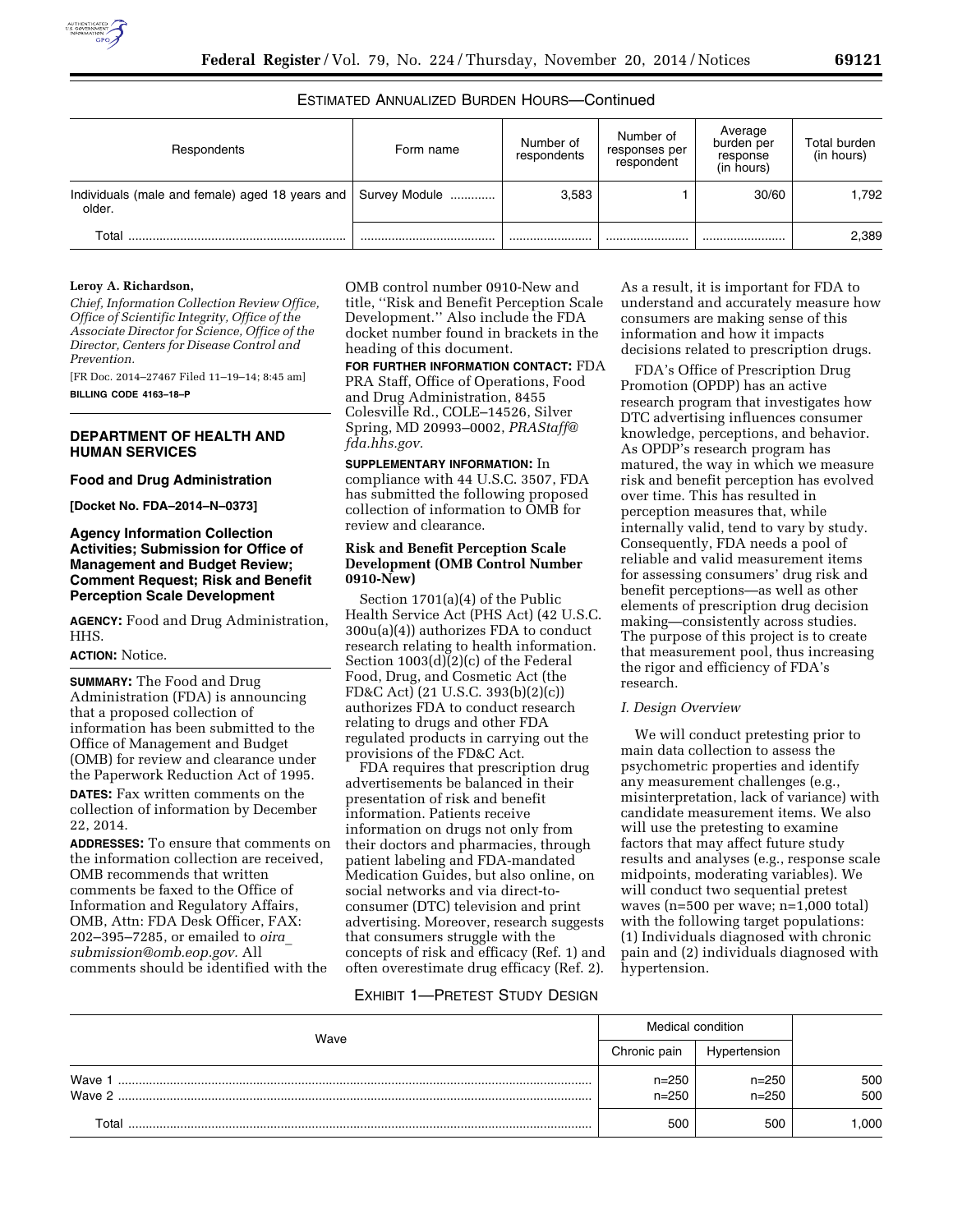ESTIMATED ANNUALIZED BURDEN HOURS—Continued

| Respondents | Form name | Number of respondents | Number of responses per respondent | Average burden per response (in hours) | Total burden (in hours) |
|---|---|---|---|---|---|
| Individuals (male and female) aged 18 years and older. | Survey Module | 3,583 | 1 | 30/60 | 1,792 |
| Total | | | | | 2,389 |

**Leroy A. Richardson,**

*Chief, Information Collection Review Office, Office of Scientific Integrity, Office of the Associate Director for Science, Office of the Director, Centers for Disease Control and Prevention.*

[FR Doc. 2014–27467 Filed 11–19–14; 8:45 am]

**BILLING CODE 4163–18–P**

## DEPARTMENT OF HEALTH AND HUMAN SERVICES

### Food and Drug Administration

**[Docket No. FDA–2014–N–0373]**

### Agency Information Collection Activities; Submission for Office of Management and Budget Review; Comment Request; Risk and Benefit Perception Scale Development

**AGENCY:** Food and Drug Administration, HHS.

**ACTION:** Notice.

**SUMMARY:** The Food and Drug Administration (FDA) is announcing that a proposed collection of information has been submitted to the Office of Management and Budget (OMB) for review and clearance under the Paperwork Reduction Act of 1995.

**DATES:** Fax written comments on the collection of information by December 22, 2014.

**ADDRESSES:** To ensure that comments on the information collection are received, OMB recommends that written comments be faxed to the Office of Information and Regulatory Affairs, OMB, Attn: FDA Desk Officer, FAX: 202–395–7285, or emailed to *oira_submission@omb.eop.gov.* All comments should be identified with the OMB control number 0910-New and title, ''Risk and Benefit Perception Scale Development.'' Also include the FDA docket number found in brackets in the heading of this document.

**FOR FURTHER INFORMATION CONTACT:** FDA PRA Staff, Office of Operations, Food and Drug Administration, 8455 Colesville Rd., COLE–14526, Silver Spring, MD 20993–0002, *PRAStaff@fda.hhs.gov.*

**SUPPLEMENTARY INFORMATION:** In compliance with 44 U.S.C. 3507, FDA has submitted the following proposed collection of information to OMB for review and clearance.

### Risk and Benefit Perception Scale Development (OMB Control Number 0910-New)

Section 1701(a)(4) of the Public Health Service Act (PHS Act) (42 U.S.C. 300u(a)(4)) authorizes FDA to conduct research relating to health information. Section 1003(d)(2)(c) of the Federal Food, Drug, and Cosmetic Act (the FD&C Act) (21 U.S.C. 393(b)(2)(c)) authorizes FDA to conduct research relating to drugs and other FDA regulated products in carrying out the provisions of the FD&C Act.

FDA requires that prescription drug advertisements be balanced in their presentation of risk and benefit information. Patients receive information on drugs not only from their doctors and pharmacies, through patient labeling and FDA-mandated Medication Guides, but also online, on social networks and via direct-to-consumer (DTC) television and print advertising. Moreover, research suggests that consumers struggle with the concepts of risk and efficacy (Ref. 1) and often overestimate drug efficacy (Ref. 2). As a result, it is important for FDA to understand and accurately measure how consumers are making sense of this information and how it impacts decisions related to prescription drugs.

FDA's Office of Prescription Drug Promotion (OPDP) has an active research program that investigates how DTC advertising influences consumer knowledge, perceptions, and behavior. As OPDP's research program has matured, the way in which we measure risk and benefit perception has evolved over time. This has resulted in perception measures that, while internally valid, tend to vary by study. Consequently, FDA needs a pool of reliable and valid measurement items for assessing consumers' drug risk and benefit perceptions—as well as other elements of prescription drug decision making—consistently across studies. The purpose of this project is to create that measurement pool, thus increasing the rigor and efficiency of FDA's research.

*I. Design Overview*

We will conduct pretesting prior to main data collection to assess the psychometric properties and identify any measurement challenges (e.g., misinterpretation, lack of variance) with candidate measurement items. We also will use the pretesting to examine factors that may affect future study results and analyses (e.g., response scale midpoints, moderating variables). We will conduct two sequential pretest waves (n=500 per wave; n=1,000 total) with the following target populations: (1) Individuals diagnosed with chronic pain and (2) individuals diagnosed with hypertension.

EXHIBIT 1—PRETEST STUDY DESIGN

| Wave | Medical condition | | |
|---|---|---|---|
| | Chronic pain | Hypertension | |
| Wave 1 | n=250 | n=250 | 500 |
| Wave 2 | n=250 | n=250 | 500 |
| Total | 500 | 500 | 1,000 |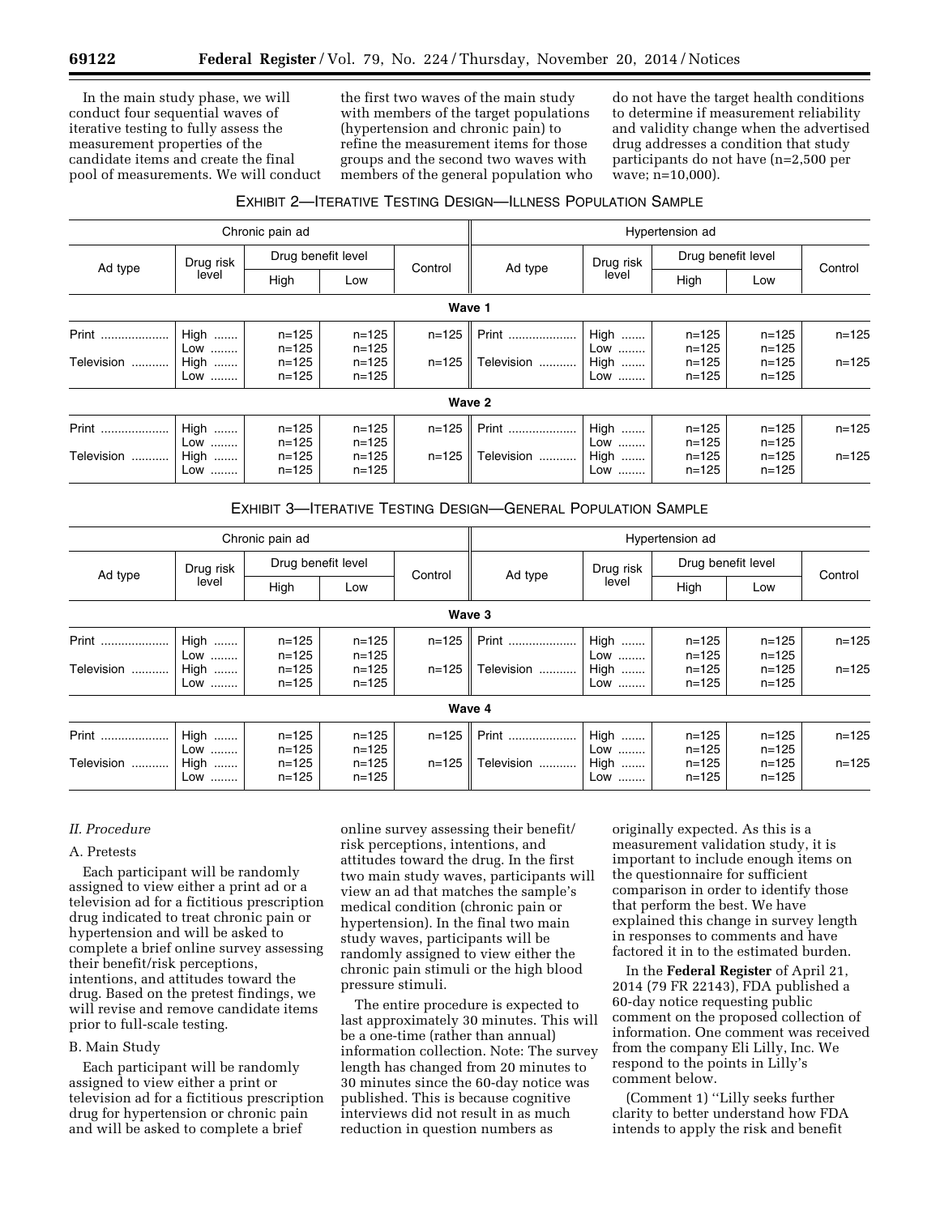In the main study phase, we will conduct four sequential waves of iterative testing to fully assess the measurement properties of the candidate items and create the final pool of measurements. We will conduct the first two waves of the main study with members of the target populations (hypertension and chronic pain) to refine the measurement items for those groups and the second two waves with members of the general population who do not have the target health conditions to determine if measurement reliability and validity change when the advertised drug addresses a condition that study participants do not have (n=2,500 per wave; n=10,000).

EXHIBIT 2—ITERATIVE TESTING DESIGN—ILLNESS POPULATION SAMPLE

| Chronic pain ad | | | | | Hypertension ad | | | | |
|---|---|---|---|---|---|---|---|---|---|
| Ad type | Drug risk level | Drug benefit level | | Control | Ad type | Drug risk level | Drug benefit level | | Control |
| | | High | Low | | | | High | Low | |
| **Wave 1** | | | | | | | | | |
| Print | High | n=125 | n=125 | n=125 | Print | High | n=125 | n=125 | n=125 |
| | Low | n=125 | n=125 | | | Low | n=125 | n=125 | |
| Television | High | n=125 | n=125 | n=125 | Television | High | n=125 | n=125 | n=125 |
| | Low | n=125 | n=125 | | | Low | n=125 | n=125 | |
| **Wave 2** | | | | | | | | | |
| Print | High | n=125 | n=125 | n=125 | Print | High | n=125 | n=125 | n=125 |
| | Low | n=125 | n=125 | | | Low | n=125 | n=125 | |
| Television | High | n=125 | n=125 | n=125 | Television | High | n=125 | n=125 | n=125 |
| | Low | n=125 | n=125 | | | Low | n=125 | n=125 | |

EXHIBIT 3—ITERATIVE TESTING DESIGN—GENERAL POPULATION SAMPLE

| Chronic pain ad | | | | | Hypertension ad | | | | |
|---|---|---|---|---|---|---|---|---|---|
| Ad type | Drug risk level | Drug benefit level | | Control | Ad type | Drug risk level | Drug benefit level | | Control |
| | | High | Low | | | | High | Low | |
| **Wave 3** | | | | | | | | | |
| Print | High | n=125 | n=125 | n=125 | Print | High | n=125 | n=125 | n=125 |
| | Low | n=125 | n=125 | | | Low | n=125 | n=125 | |
| Television | High | n=125 | n=125 | n=125 | Television | High | n=125 | n=125 | n=125 |
| | Low | n=125 | n=125 | | | Low | n=125 | n=125 | |
| **Wave 4** | | | | | | | | | |
| Print | High | n=125 | n=125 | n=125 | Print | High | n=125 | n=125 | n=125 |
| | Low | n=125 | n=125 | | | Low | n=125 | n=125 | |
| Television | High | n=125 | n=125 | n=125 | Television | High | n=125 | n=125 | n=125 |
| | Low | n=125 | n=125 | | | Low | n=125 | n=125 | |

## *II. Procedure*

### A. Pretests

Each participant will be randomly assigned to view either a print ad or a television ad for a fictitious prescription drug indicated to treat chronic pain or hypertension and will be asked to complete a brief online survey assessing their benefit/risk perceptions, intentions, and attitudes toward the drug. Based on the pretest findings, we will revise and remove candidate items prior to full-scale testing.

### B. Main Study

Each participant will be randomly assigned to view either a print or television ad for a fictitious prescription drug for hypertension or chronic pain and will be asked to complete a brief online survey assessing their benefit/risk perceptions, intentions, and attitudes toward the drug. In the first two main study waves, participants will view an ad that matches the sample's medical condition (chronic pain or hypertension). In the final two main study waves, participants will be randomly assigned to view either the chronic pain stimuli or the high blood pressure stimuli.

The entire procedure is expected to last approximately 30 minutes. This will be a one-time (rather than annual) information collection. Note: The survey length has changed from 20 minutes to 30 minutes since the 60-day notice was published. This is because cognitive interviews did not result in as much reduction in question numbers as originally expected. As this is a measurement validation study, it is important to include enough items on the questionnaire for sufficient comparison in order to identify those that perform the best. We have explained this change in survey length in responses to comments and have factored it in to the estimated burden.

In the **Federal Register** of April 21, 2014 (79 FR 22143), FDA published a 60-day notice requesting public comment on the proposed collection of information. One comment was received from the company Eli Lilly, Inc. We respond to the points in Lilly's comment below.

(Comment 1) ''Lilly seeks further clarity to better understand how FDA intends to apply the risk and benefit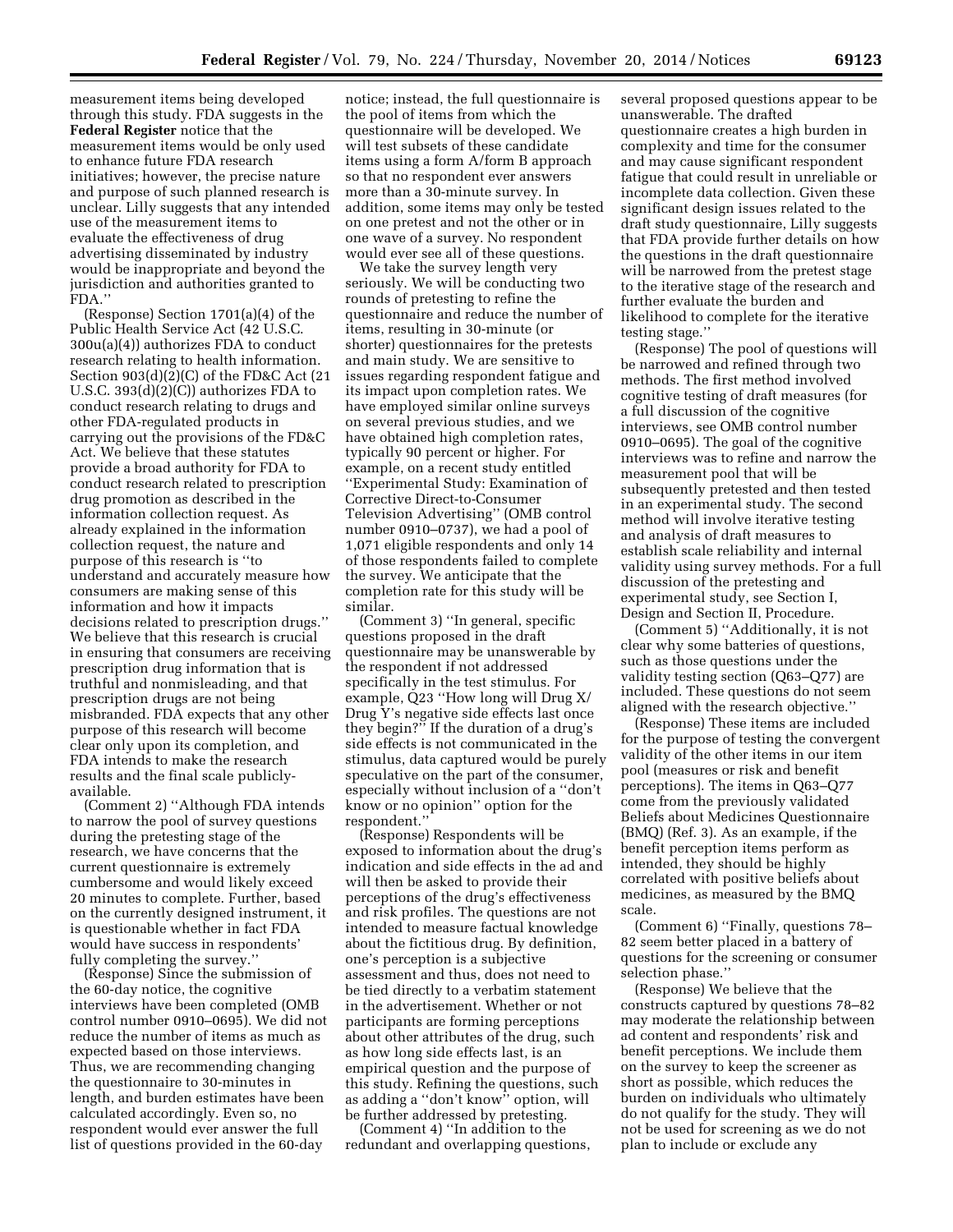measurement items being developed through this study. FDA suggests in the **Federal Register** notice that the measurement items would be only used to enhance future FDA research initiatives; however, the precise nature and purpose of such planned research is unclear. Lilly suggests that any intended use of the measurement items to evaluate the effectiveness of drug advertising disseminated by industry would be inappropriate and beyond the jurisdiction and authorities granted to FDA.''

(Response) Section 1701(a)(4) of the Public Health Service Act (42 U.S.C. 300u(a)(4)) authorizes FDA to conduct research relating to health information. Section 903(d)(2)(C) of the FD&C Act (21 U.S.C. 393(d)(2)(C)) authorizes FDA to conduct research relating to drugs and other FDA-regulated products in carrying out the provisions of the FD&C Act. We believe that these statutes provide a broad authority for FDA to conduct research related to prescription drug promotion as described in the information collection request. As already explained in the information collection request, the nature and purpose of this research is ''to understand and accurately measure how consumers are making sense of this information and how it impacts decisions related to prescription drugs.'' We believe that this research is crucial in ensuring that consumers are receiving prescription drug information that is truthful and nonmisleading, and that prescription drugs are not being misbranded. FDA expects that any other purpose of this research will become clear only upon its completion, and FDA intends to make the research results and the final scale publicly-available.

(Comment 2) ''Although FDA intends to narrow the pool of survey questions during the pretesting stage of the research, we have concerns that the current questionnaire is extremely cumbersome and would likely exceed 20 minutes to complete. Further, based on the currently designed instrument, it is questionable whether in fact FDA would have success in respondents' fully completing the survey.''

(Response) Since the submission of the 60-day notice, the cognitive interviews have been completed (OMB control number 0910–0695). We did not reduce the number of items as much as expected based on those interviews. Thus, we are recommending changing the questionnaire to 30-minutes in length, and burden estimates have been calculated accordingly. Even so, no respondent would ever answer the full list of questions provided in the 60-day notice; instead, the full questionnaire is the pool of items from which the questionnaire will be developed. We will test subsets of these candidate items using a form A/form B approach so that no respondent ever answers more than a 30-minute survey. In addition, some items may only be tested on one pretest and not the other or in one wave of a survey. No respondent would ever see all of these questions.

We take the survey length very seriously. We will be conducting two rounds of pretesting to refine the questionnaire and reduce the number of items, resulting in 30-minute (or shorter) questionnaires for the pretests and main study. We are sensitive to issues regarding respondent fatigue and its impact upon completion rates. We have employed similar online surveys on several previous studies, and we have obtained high completion rates, typically 90 percent or higher. For example, on a recent study entitled ''Experimental Study: Examination of Corrective Direct-to-Consumer Television Advertising'' (OMB control number 0910–0737), we had a pool of 1,071 eligible respondents and only 14 of those respondents failed to complete the survey. We anticipate that the completion rate for this study will be similar.

(Comment 3) ''In general, specific questions proposed in the draft questionnaire may be unanswerable by the respondent if not addressed specifically in the test stimulus. For example, Q23 ''How long will Drug X/Drug Y's negative side effects last once they begin?'' If the duration of a drug's side effects is not communicated in the stimulus, data captured would be purely speculative on the part of the consumer, especially without inclusion of a ''don't know or no opinion'' option for the respondent.''

(Response) Respondents will be exposed to information about the drug's indication and side effects in the ad and will then be asked to provide their perceptions of the drug's effectiveness and risk profiles. The questions are not intended to measure factual knowledge about the fictitious drug. By definition, one's perception is a subjective assessment and thus, does not need to be tied directly to a verbatim statement in the advertisement. Whether or not participants are forming perceptions about other attributes of the drug, such as how long side effects last, is an empirical question and the purpose of this study. Refining the questions, such as adding a ''don't know'' option, will be further addressed by pretesting.

(Comment 4) ''In addition to the redundant and overlapping questions, several proposed questions appear to be unanswerable. The drafted questionnaire creates a high burden in complexity and time for the consumer and may cause significant respondent fatigue that could result in unreliable or incomplete data collection. Given these significant design issues related to the draft study questionnaire, Lilly suggests that FDA provide further details on how the questions in the draft questionnaire will be narrowed from the pretest stage to the iterative stage of the research and further evaluate the burden and likelihood to complete for the iterative testing stage.''

(Response) The pool of questions will be narrowed and refined through two methods. The first method involved cognitive testing of draft measures (for a full discussion of the cognitive interviews, see OMB control number 0910–0695). The goal of the cognitive interviews was to refine and narrow the measurement pool that will be subsequently pretested and then tested in an experimental study. The second method will involve iterative testing and analysis of draft measures to establish scale reliability and internal validity using survey methods. For a full discussion of the pretesting and experimental study, see Section I, Design and Section II, Procedure.

(Comment 5) ''Additionally, it is not clear why some batteries of questions, such as those questions under the validity testing section (Q63–Q77) are included. These questions do not seem aligned with the research objective.''

(Response) These items are included for the purpose of testing the convergent validity of the other items in our item pool (measures or risk and benefit perceptions). The items in Q63–Q77 come from the previously validated Beliefs about Medicines Questionnaire (BMQ) (Ref. 3). As an example, if the benefit perception items perform as intended, they should be highly correlated with positive beliefs about medicines, as measured by the BMQ scale.

(Comment 6) ''Finally, questions 78–82 seem better placed in a battery of questions for the screening or consumer selection phase.''

(Response) We believe that the constructs captured by questions 78–82 may moderate the relationship between ad content and respondents' risk and benefit perceptions. We include them on the survey to keep the screener as short as possible, which reduces the burden on individuals who ultimately do not qualify for the study. They will not be used for screening as we do not plan to include or exclude any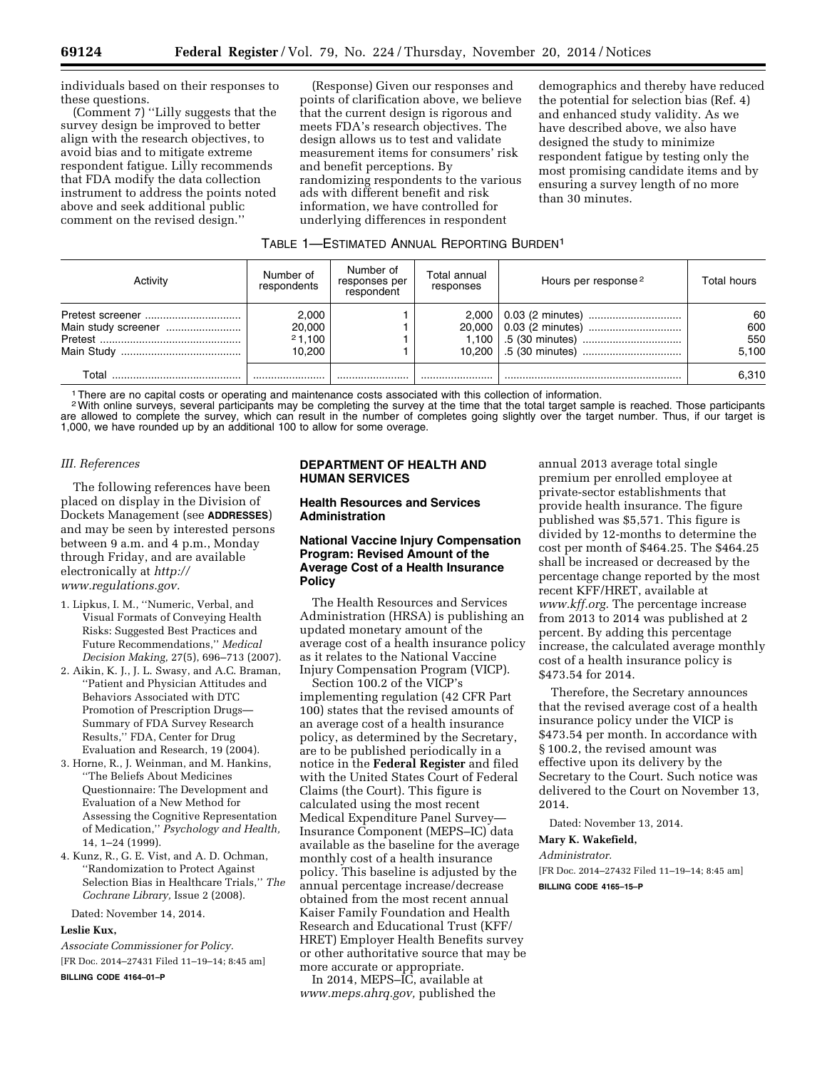individuals based on their responses to these questions.

(Comment 7) ''Lilly suggests that the survey design be improved to better align with the research objectives, to avoid bias and to mitigate extreme respondent fatigue. Lilly recommends that FDA modify the data collection instrument to address the points noted above and seek additional public comment on the revised design.''

(Response) Given our responses and points of clarification above, we believe that the current design is rigorous and meets FDA's research objectives. The design allows us to test and validate measurement items for consumers' risk and benefit perceptions. By randomizing respondents to the various ads with different benefit and risk information, we have controlled for underlying differences in respondent demographics and thereby have reduced the potential for selection bias (Ref. 4) and enhanced study validity. As we have described above, we also have designed the study to minimize respondent fatigue by testing only the most promising candidate items and by ensuring a survey length of no more than 30 minutes.

TABLE 1—ESTIMATED ANNUAL REPORTING BURDEN[1]

| Activity | Number of respondents | Number of responses per respondent | Total annual responses | Hours per response [2] | Total hours |
|---|---|---|---|---|---|
| Pretest screener | 2,000 | 1 | 2,000 | 0.03 (2 minutes) | 60 |
| Main study screener | 20,000 | 1 | 20,000 | 0.03 (2 minutes) | 600 |
| Pretest | [2] 1,100 | 1 | 1,100 | .5 (30 minutes) | 550 |
| Main Study | 10,200 | 1 | 10,200 | .5 (30 minutes) | 5,100 |
| Total | | | | | 6,310 |

[1] There are no capital costs or operating and maintenance costs associated with this collection of information.

[2] With online surveys, several participants may be completing the survey at the time that the total target sample is reached. Those participants are allowed to complete the survey, which can result in the number of completes going slightly over the target number. Thus, if our target is 1,000, we have rounded up by an additional 100 to allow for some overage.

### III. References

The following references have been placed on display in the Division of Dockets Management (see **ADDRESSES**) and may be seen by interested persons between 9 a.m. and 4 p.m., Monday through Friday, and are available electronically at *http://www.regulations.gov.*

1. Lipkus, I. M., ''Numeric, Verbal, and Visual Formats of Conveying Health Risks: Suggested Best Practices and Future Recommendations,'' *Medical Decision Making,* 27(5), 696–713 (2007).
2. Aikin, K. J., J. L. Swasy, and A.C. Braman, ''Patient and Physician Attitudes and Behaviors Associated with DTC Promotion of Prescription Drugs—Summary of FDA Survey Research Results,'' FDA, Center for Drug Evaluation and Research, 19 (2004).
3. Horne, R., J. Weinman, and M. Hankins, ''The Beliefs About Medicines Questionnaire: The Development and Evaluation of a New Method for Assessing the Cognitive Representation of Medication,'' *Psychology and Health,* 14, 1–24 (1999).
4. Kunz, R., G. E. Vist, and A. D. Ochman, ''Randomization to Protect Against Selection Bias in Healthcare Trials,'' *The Cochrane Library,* Issue 2 (2008).

Dated: November 14, 2014.

**Leslie Kux,**

*Associate Commissioner for Policy.*

[FR Doc. 2014–27431 Filed 11–19–14; 8:45 am]

**BILLING CODE 4164–01–P**

## DEPARTMENT OF HEALTH AND HUMAN SERVICES

### Health Resources and Services Administration

### National Vaccine Injury Compensation Program: Revised Amount of the Average Cost of a Health Insurance Policy

The Health Resources and Services Administration (HRSA) is publishing an updated monetary amount of the average cost of a health insurance policy as it relates to the National Vaccine Injury Compensation Program (VICP).

Section 100.2 of the VICP's implementing regulation (42 CFR Part 100) states that the revised amounts of an average cost of a health insurance policy, as determined by the Secretary, are to be published periodically in a notice in the **Federal Register** and filed with the United States Court of Federal Claims (the Court). This figure is calculated using the most recent Medical Expenditure Panel Survey—Insurance Component (MEPS–IC) data available as the baseline for the average monthly cost of a health insurance policy. This baseline is adjusted by the annual percentage increase/decrease obtained from the most recent annual Kaiser Family Foundation and Health Research and Educational Trust (KFF/HRET) Employer Health Benefits survey or other authoritative source that may be more accurate or appropriate.

In 2014, MEPS–IC, available at *www.meps.ahrq.gov,* published the annual 2013 average total single premium per enrolled employee at private-sector establishments that provide health insurance. The figure published was $5,571. This figure is divided by 12-months to determine the cost per month of $464.25. The $464.25 shall be increased or decreased by the percentage change reported by the most recent KFF/HRET, available at *www.kff.org.* The percentage increase from 2013 to 2014 was published at 2 percent. By adding this percentage increase, the calculated average monthly cost of a health insurance policy is $473.54 for 2014.

Therefore, the Secretary announces that the revised average cost of a health insurance policy under the VICP is $473.54 per month. In accordance with § 100.2, the revised amount was effective upon its delivery by the Secretary to the Court. Such notice was delivered to the Court on November 13, 2014.

Dated: November 13, 2014.

**Mary K. Wakefield,**

*Administrator.*

[FR Doc. 2014–27432 Filed 11–19–14; 8:45 am]

**BILLING CODE 4165–15–P**